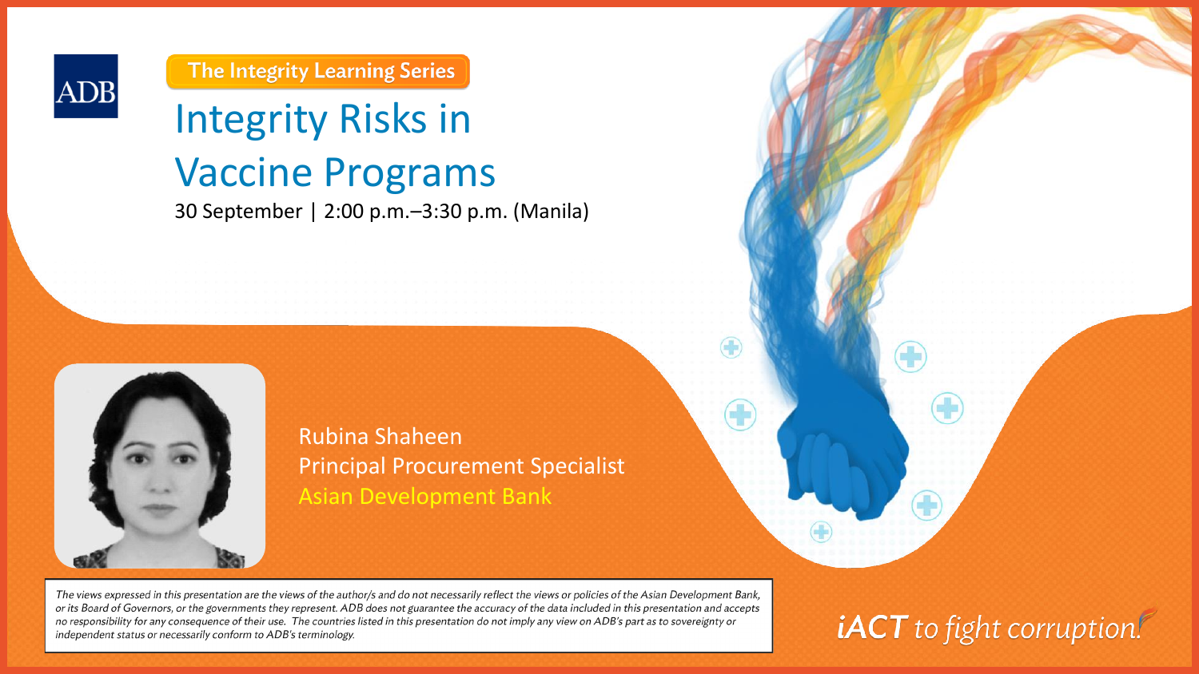ADB

The Integrity Learning Series

# Integrity Risks in Vaccine Programs

30 September | 2:00 p.m.–3:30 p.m. (Manila)

Rubina Shaheen
Principal Procurement Specialist
Asian Development Bank

*The views expressed in this presentation are the views of the author/s and do not necessarily reflect the views or policies of the Asian Development Bank, or its Board of Governors, or the governments they represent. ADB does not guarantee the accuracy of the data included in this presentation and accepts no responsibility for any consequence of their use. The countries listed in this presentation do not imply any view on ADB's part as to sovereignty or independent status or necessarily conform to ADB's terminology.*

*iACT to fight corruption.*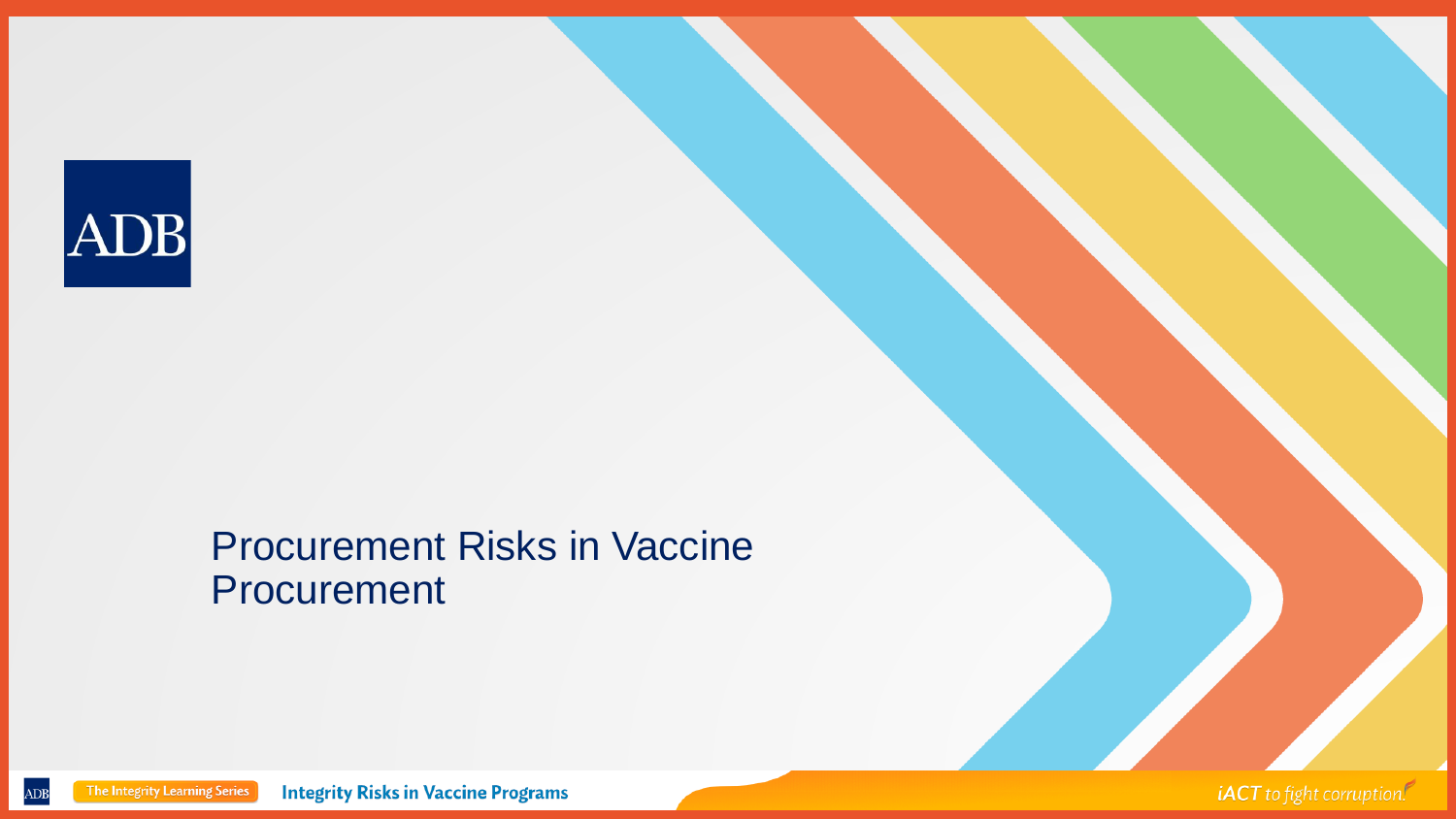# Procurement Risks in Vaccine Procurement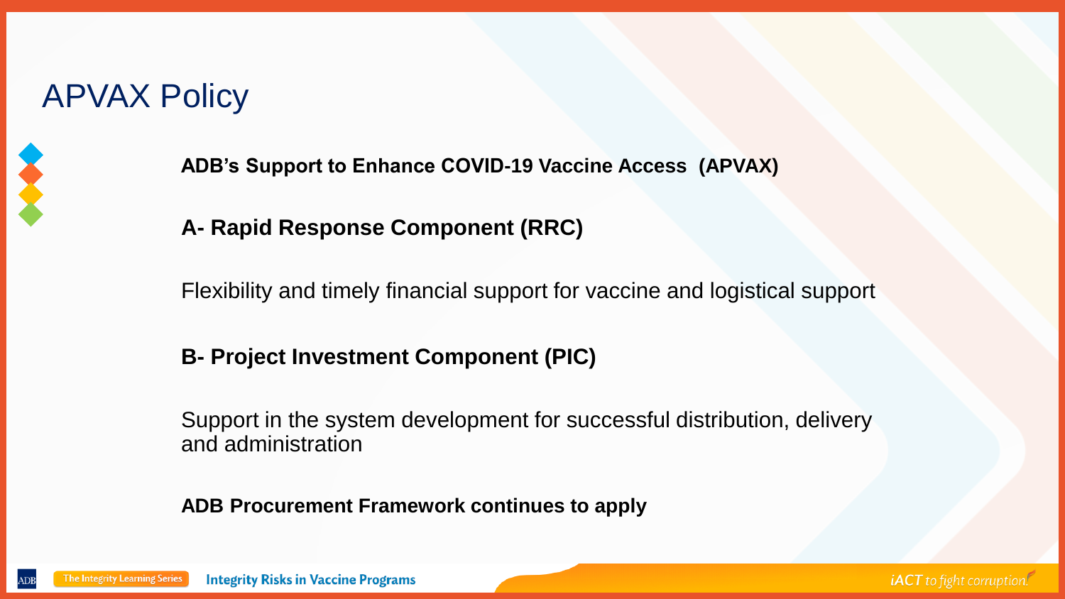# APVAX Policy

**ADB's Support to Enhance COVID-19 Vaccine Access (APVAX)**

**A- Rapid Response Component (RRC)**

Flexibility and timely financial support for vaccine and logistical support

**B- Project Investment Component (PIC)**

Support in the system development for successful distribution, delivery and administration

**ADB Procurement Framework continues to apply**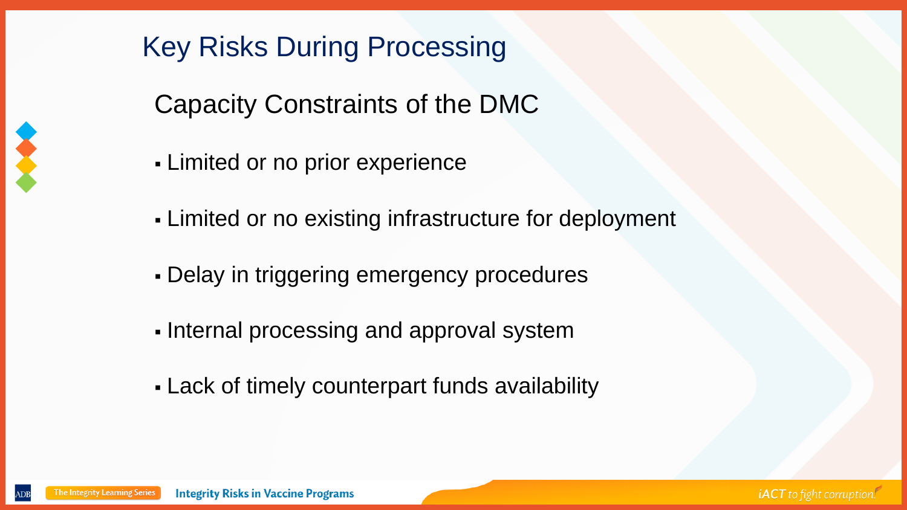# Key Risks During Processing

## Capacity Constraints of the DMC

- Limited or no prior experience
- Limited or no existing infrastructure for deployment
- Delay in triggering emergency procedures
- Internal processing and approval system
- Lack of timely counterpart funds availability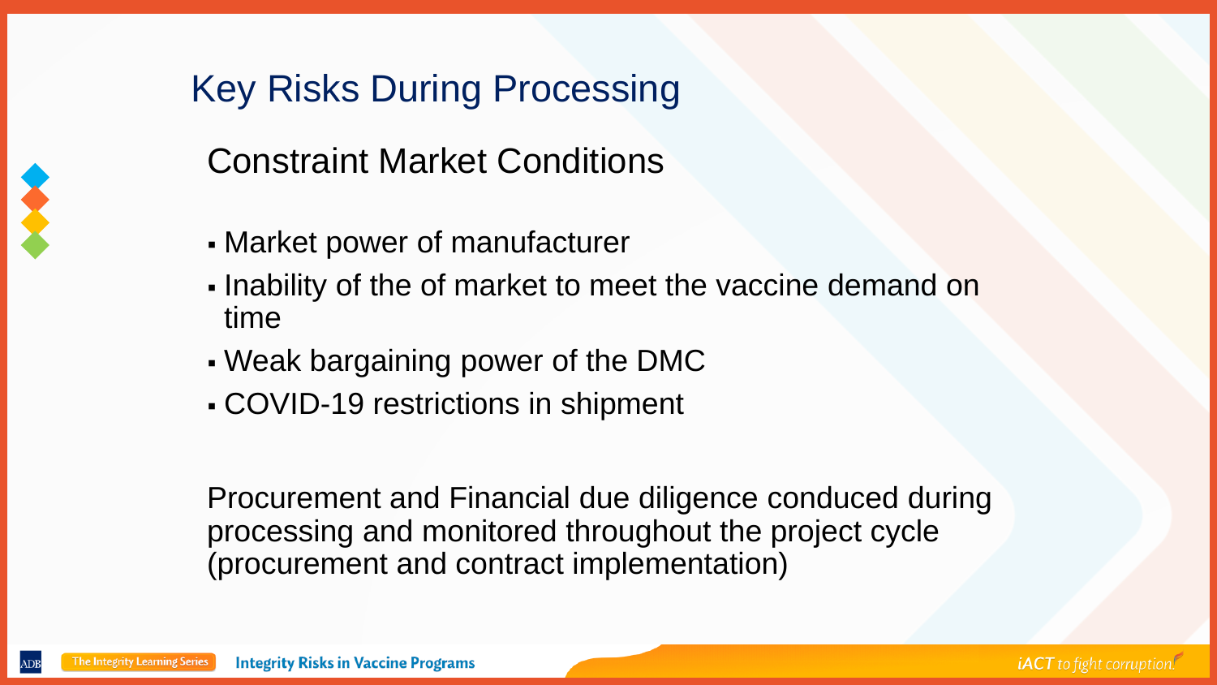# Key Risks During Processing

## Constraint Market Conditions

- Market power of manufacturer
- Inability of the of market to meet the vaccine demand on time
- Weak bargaining power of the DMC
- COVID-19 restrictions in shipment

Procurement and Financial due diligence conduced during processing and monitored throughout the project cycle (procurement and contract implementation)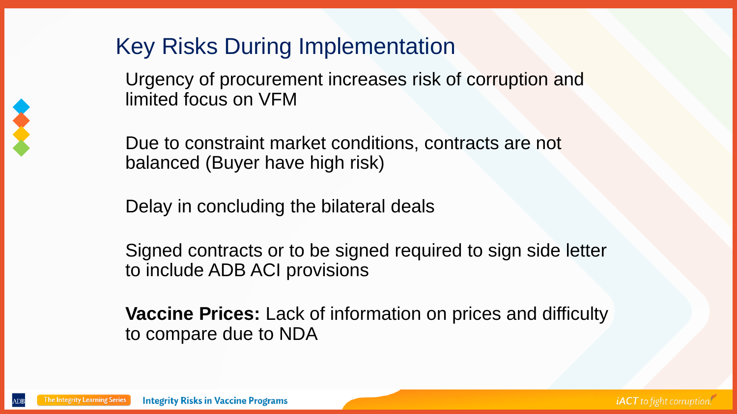# Key Risks During Implementation

Urgency of procurement increases risk of corruption and limited focus on VFM

Due to constraint market conditions, contracts are not balanced (Buyer have high risk)

Delay in concluding the bilateral deals

Signed contracts or to be signed required to sign side letter to include ADB ACI provisions

**Vaccine Prices:** Lack of information on prices and difficulty to compare due to NDA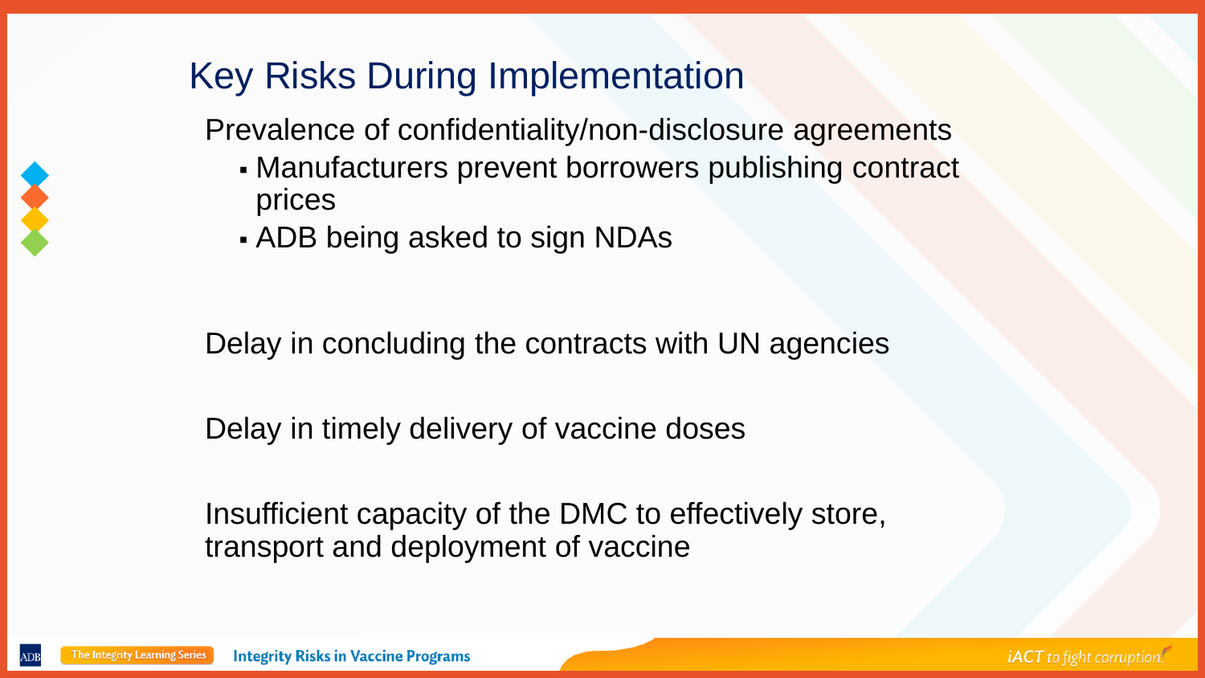# Key Risks During Implementation

Prevalence of confidentiality/non-disclosure agreements

- Manufacturers prevent borrowers publishing contract prices
- ADB being asked to sign NDAs

Delay in concluding the contracts with UN agencies

Delay in timely delivery of vaccine doses

Insufficient capacity of the DMC to effectively store, transport and deployment of vaccine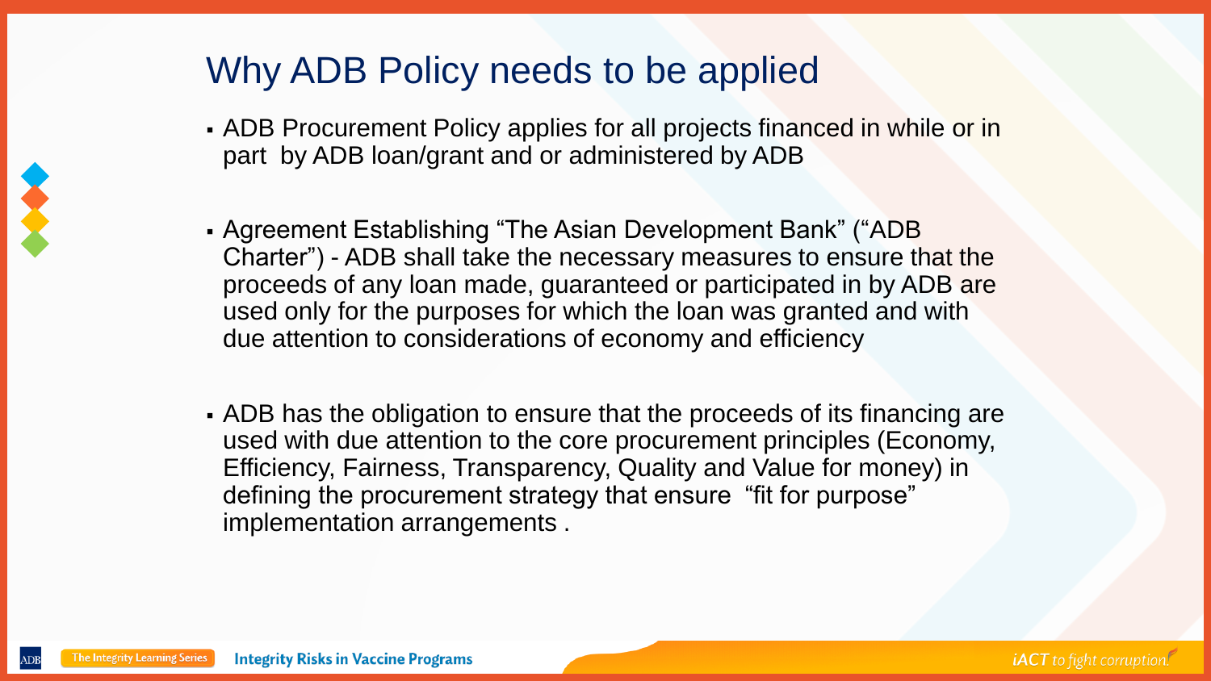# Why ADB Policy needs to be applied

- ADB Procurement Policy applies for all projects financed in while or in part by ADB loan/grant and or administered by ADB

- Agreement Establishing "The Asian Development Bank" ("ADB Charter") - ADB shall take the necessary measures to ensure that the proceeds of any loan made, guaranteed or participated in by ADB are used only for the purposes for which the loan was granted and with due attention to considerations of economy and efficiency

- ADB has the obligation to ensure that the proceeds of its financing are used with due attention to the core procurement principles (Economy, Efficiency, Fairness, Transparency, Quality and Value for money) in defining the procurement strategy that ensure "fit for purpose" implementation arrangements .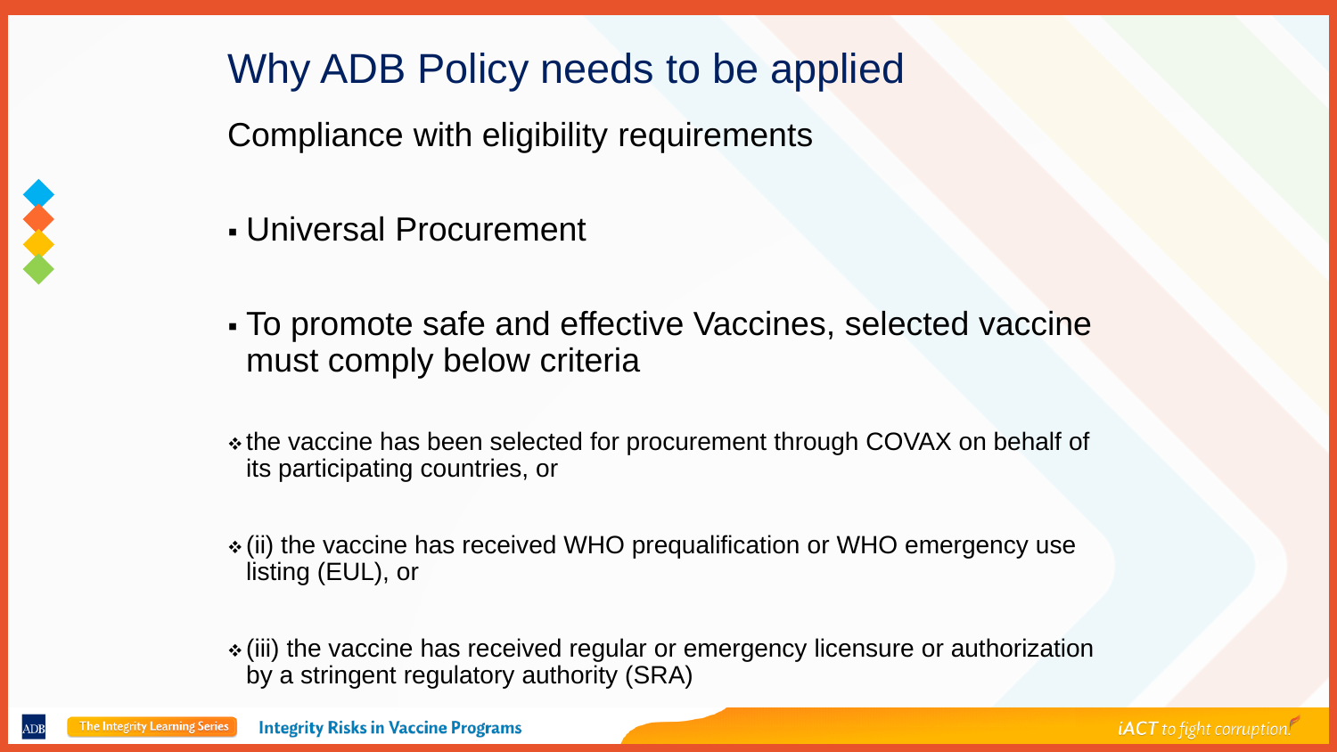# Why ADB Policy needs to be applied

Compliance with eligibility requirements

- Universal Procurement

- To promote safe and effective Vaccines, selected vaccine must comply below criteria

  - the vaccine has been selected for procurement through COVAX on behalf of its participating countries, or

  - (ii) the vaccine has received WHO prequalification or WHO emergency use listing (EUL), or

  - (iii) the vaccine has received regular or emergency licensure or authorization by a stringent regulatory authority (SRA)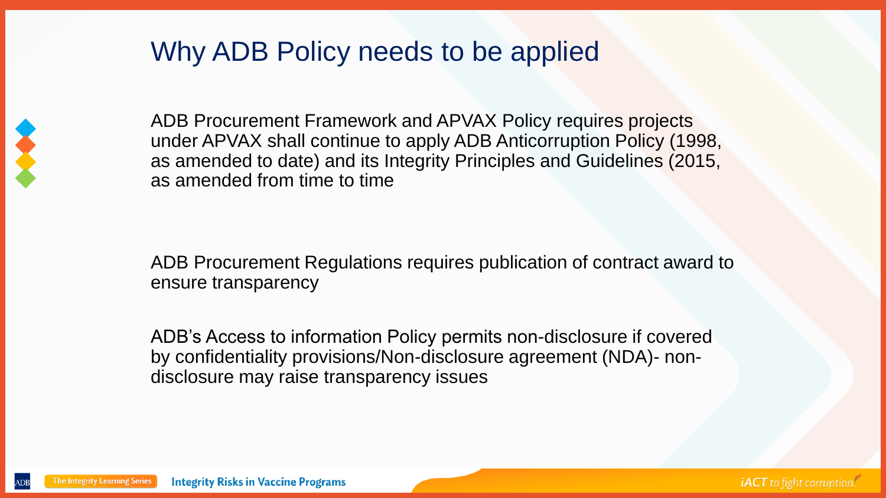# Why ADB Policy needs to be applied

ADB Procurement Framework and APVAX Policy requires projects under APVAX shall continue to apply ADB Anticorruption Policy (1998, as amended to date) and its Integrity Principles and Guidelines (2015, as amended from time to time

ADB Procurement Regulations requires publication of contract award to ensure transparency

ADB's Access to information Policy permits non-disclosure if covered by confidentiality provisions/Non-disclosure agreement (NDA)- non-disclosure may raise transparency issues